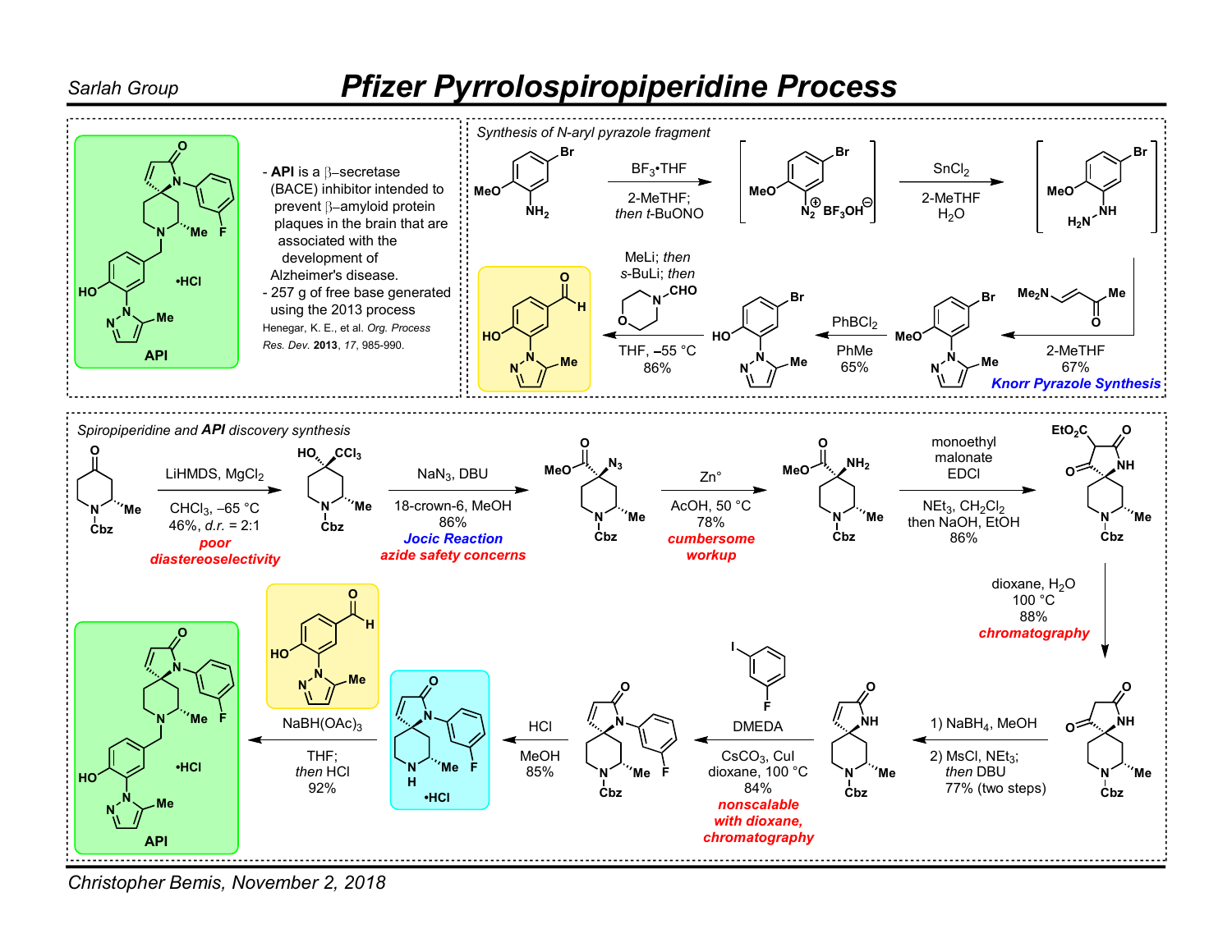Sarlah Group

# Pfizer Pyrrolospiropiperidine Process

- **API** is a β–secretase (BACE) inhibitor intended to prevent β–amyloid protein plaques in the brain that are associated with the development of Alzheimer's disease.
- 257 g of free base generated using the 2013 process

Henegar, K. E., et al. *Org. Process Res. Dev.* **2013**, *17*, 985-990.

API •HCl

## *Synthesis of N-aryl pyrazole fragment*

- $BF_3$•THF, 2-MeTHF; *then t*-BuONO
- $SnCl_2$, 2-MeTHF, $H_2O$
- $Me_2N$–CH=CH–C(O)Me, 2-MeTHF, 67% — **Knorr Pyrazole Synthesis**
- $PhBCl_2$, PhMe, 65%
- MeLi; *then s*-BuLi; *then* N-formylmorpholine (CHO), THF, –55 °C, 86%

## *Spiropiperidine and **API** discovery synthesis*

1. LiHMDS, $MgCl_2$, $CHCl_3$, –65 °C, 46%, *d.r.* = 2:1 — **poor diastereoselectivity**
2. $NaN_3$, DBU, 18-crown-6, MeOH, 86% — **Jocic Reaction**, **azide safety concerns**
3. Zn°, AcOH, 50 °C, 78% — **cumbersome workup**
4. monoethyl malonate, EDCI, $NEt_3$, $CH_2Cl_2$, then NaOH, EtOH, 86%
5. dioxane, $H_2O$, 100 °C, 88% — **chromatography**
6. 1) $NaBH_4$, MeOH; 2) MsCl, $NEt_3$; *then* DBU, 77% (two steps)
7. 3-fluoroiodobenzene, DMEDA, $CsCO_3$, CuI, dioxane, 100 °C, 84% — **nonscalable with dioxane, chromatography**
8. HCl, MeOH, 85% (•HCl)
9. aldehyde fragment, $NaBH(OAc)_3$, THF; *then* HCl, 92% — **API** •HCl

Christopher Bemis, November 2, 2018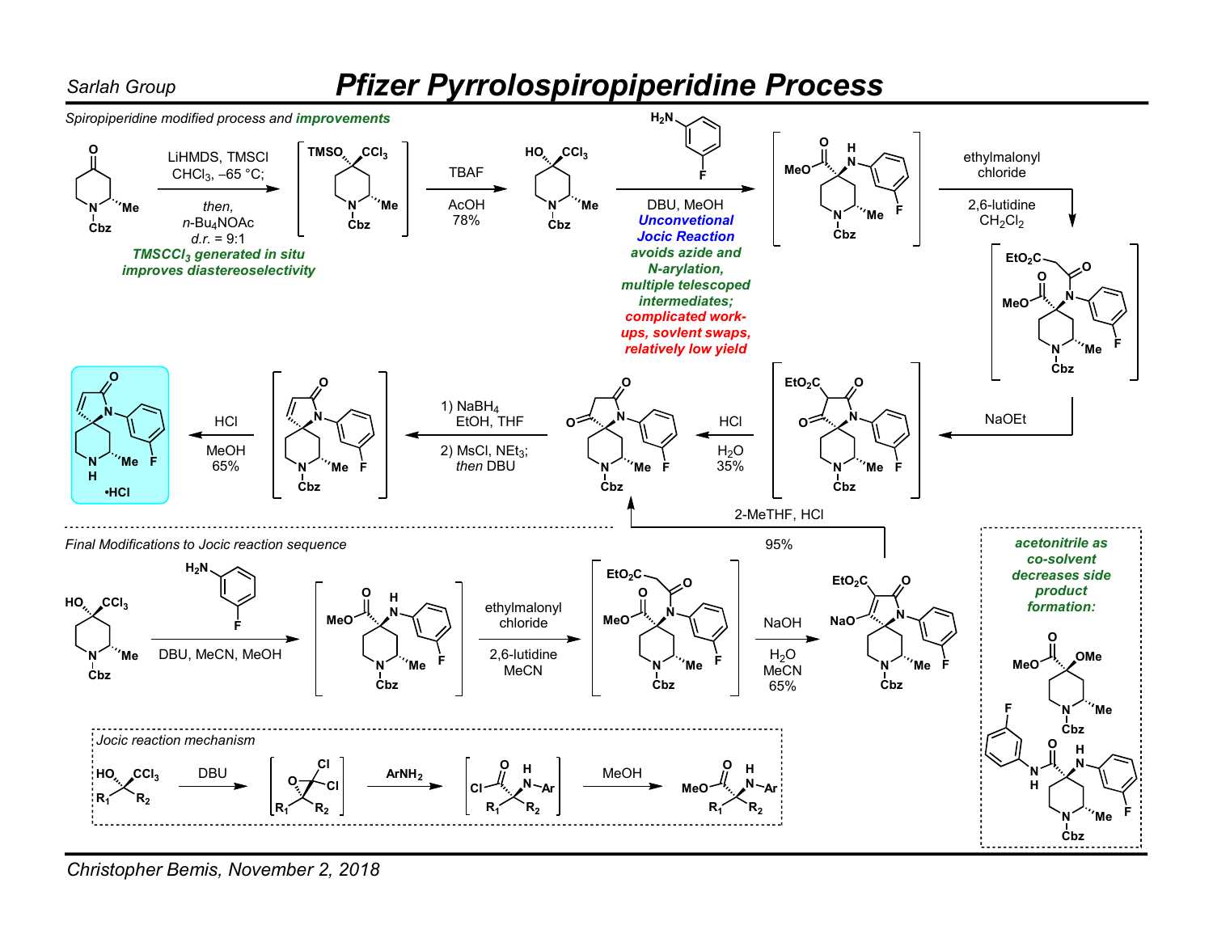# Pfizer Pyrrolospiropiperidine Process

*Spiropiperidine modified process and* ***improvements***

LiHMDS, TMSCl
$CHCl_3$, –65 °C;
*then,*
*n*-$Bu_4NOAc$
*d.r.* = 9:1
***$TMSCCl_3$ generated in situ improves diastereoselectivity***

TBAF
AcOH
78%

DBU, MeOH
***Unconvetional Jocic Reaction***
***avoids azide and N-arylation, multiple telescoped intermediates;***
***complicated work-ups, sovlent swaps, relatively low yield***

ethylmalonyl chloride
2,6-lutidine
$CH_2Cl_2$

NaOEt

HCl
$H_2O$
35%

1) $NaBH_4$
EtOH, THF
2) MsCl, $NEt_3$;
*then* DBU

HCl
MeOH
65%

•HCl

*Final Modifications to Jocic reaction sequence*

DBU, MeCN, MeOH

ethylmalonyl chloride
2,6-lutidine
MeCN

NaOH
$H_2O$
MeCN
65%

2-MeTHF, HCl
95%

***acetonitrile as co-solvent decreases side product formation:***

*Jocic reaction mechanism*

DBU

$ArNH_2$

MeOH